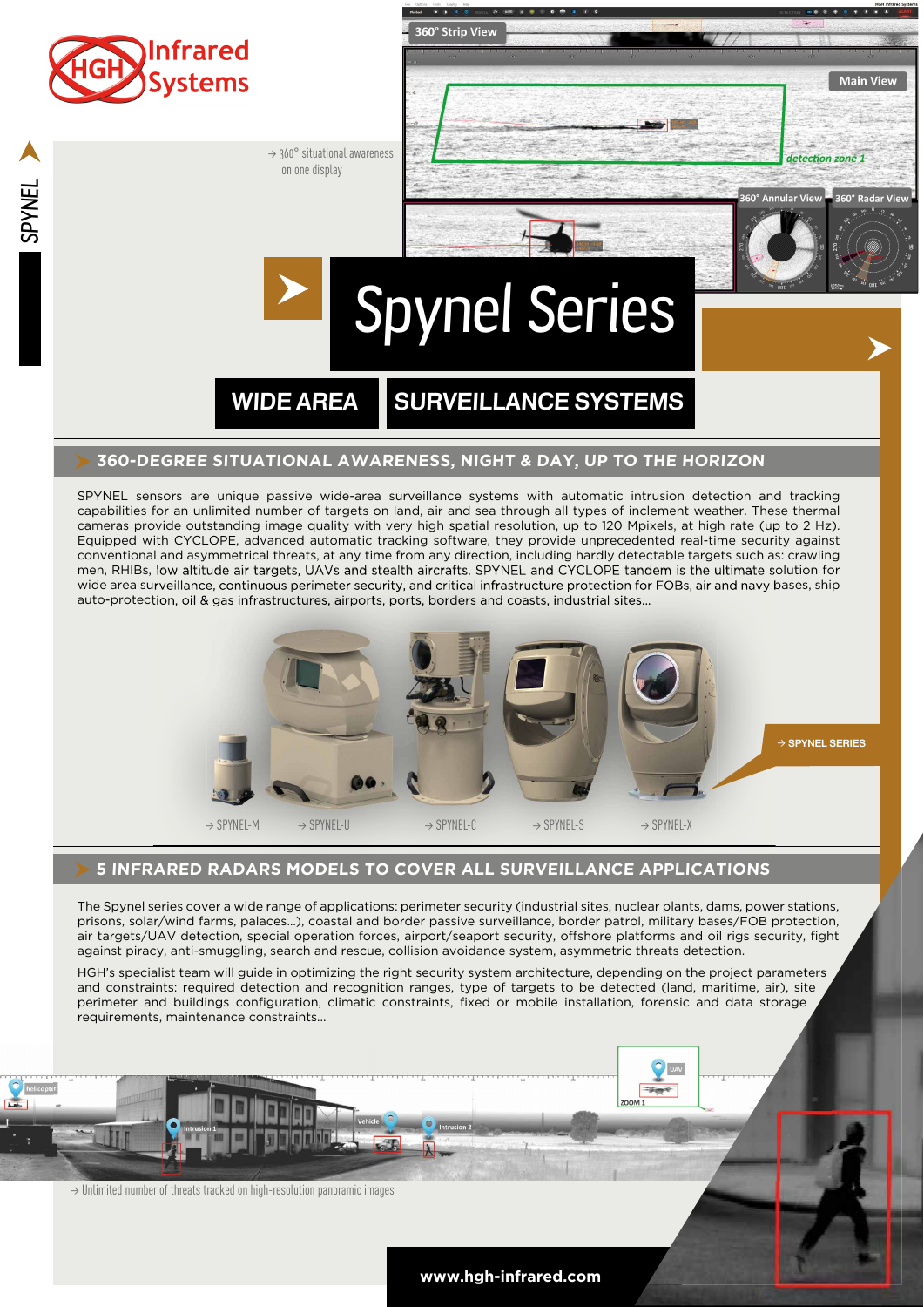# Spynel Series

## WIDE AREA SURVEILLANCE SYSTEMS

→ 360° situational awareness on one display

## 360-DEGREE SITUATIONAL AWARENESS, NIGHT & DAY, UP TO THE HORIZON

SPYNEL sensors are unique passive wide-area surveillance systems with automatic intrusion detection and tracking capabilities for an unlimited number of targets on land, air and sea through all types of inclement weather. These thermal cameras provide outstanding image quality with very high spatial resolution, up to 120 Mpixels, at high rate (up to 2 Hz). Equipped with CYCLOPE, advanced automatic tracking software, they provide unprecedented real-time security against conventional and asymmetrical threats, at any time from any direction, including hardly detectable targets such as: crawling men, RHIBs, low altitude air targets, UAVs and stealth aircrafts. SPYNEL and CYCLOPE tandem is the ultimate solution for wide area surveillance, continuous perimeter security, and critical infrastructure protection for FOBs, air and navy bases, ship auto-protection, oil & gas infrastructures, airports, ports, borders and coasts, industrial sites...

→ SPYNEL SERIES

→ SPYNEL-M → SPYNEL-U → SPYNEL-C → SPYNEL-S → SPYNEL-X

## 5 INFRARED RADARS MODELS TO COVER ALL SURVEILLANCE APPLICATIONS

The Spynel series cover a wide range of applications: perimeter security (industrial sites, nuclear plants, dams, power stations, prisons, solar/wind farms, palaces...), coastal and border passive surveillance, border patrol, military bases/FOB protection, air targets/UAV detection, special operation forces, airport/seaport security, offshore platforms and oil rigs security, fight against piracy, anti-smuggling, search and rescue, collision avoidance system, asymmetric threats detection.

HGH's specialist team will guide in optimizing the right security system architecture, depending on the project parameters and constraints: required detection and recognition ranges, type of targets to be detected (land, maritime, air), site perimeter and buildings configuration, climatic constraints, fixed or mobile installation, forensic and data storage requirements, maintenance constraints...

→ Unlimited number of threats tracked on high-resolution panoramic images

www.hgh-infrared.com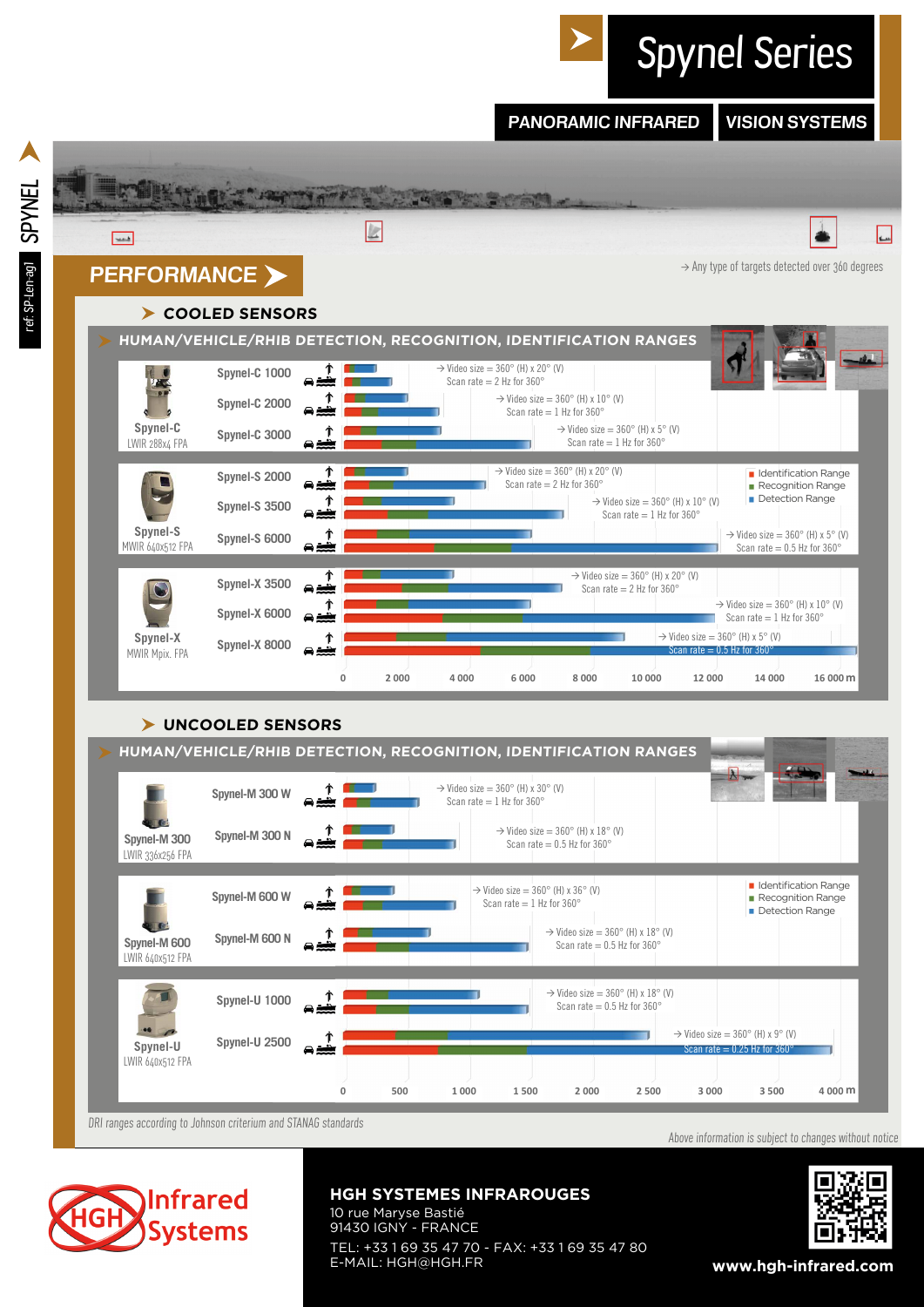# Spynel Series

PANORAMIC INFRARED VISION SYSTEMS

SPYNEL

ref: SP-Len-ag1

## PERFORMANCE

→ Any type of targets detected over 360 degrees

### COOLED SENSORS

#### HUMAN/VEHICLE/RHIB DETECTION, RECOGNITION, IDENTIFICATION RANGES

Spynel-C
LWIR 288x4 FPA

Spynel-C 1000
→ Video size = 360° (H) x 20° (V)
Scan rate = 2 Hz for 360°

Spynel-C 2000
→ Video size = 360° (H) x 10° (V)
Scan rate = 1 Hz for 360°

Spynel-C 3000
→ Video size = 360° (H) x 5° (V)
Scan rate = 1 Hz for 360°

Spynel-S
MWIR 640x512 FPA

Spynel-S 2000
→ Video size = 360° (H) x 20° (V)
Scan rate = 2 Hz for 360°

Spynel-S 3500
→ Video size = 360° (H) x 10° (V)
Scan rate = 1 Hz for 360°

Spynel-S 6000
→ Video size = 360° (H) x 5° (V)
Scan rate = 0.5 Hz for 360°

Identification Range
Recognition Range
Detection Range

Spynel-X
MWIR Mpix. FPA

Spynel-X 3500
→ Video size = 360° (H) x 20° (V)
Scan rate = 2 Hz for 360°

Spynel-X 6000
→ Video size = 360° (H) x 10° (V)
Scan rate = 1 Hz for 360°

Spynel-X 8000
→ Video size = 360° (H) x 5° (V)
Scan rate = 0.5 Hz for 360°

0 2 000 4 000 6 000 8 000 10 000 12 000 14 000 16 000 m

### UNCOOLED SENSORS

#### HUMAN/VEHICLE/RHIB DETECTION, RECOGNITION, IDENTIFICATION RANGES

Spynel-M 300
LWIR 336x256 FPA

Spynel-M 300 W
→ Video size = 360° (H) x 30° (V)
Scan rate = 1 Hz for 360°

Spynel-M 300 N
→ Video size = 360° (H) x 18° (V)
Scan rate = 0.5 Hz for 360°

Spynel-M 600
LWIR 640x512 FPA

Spynel-M 600 W
→ Video size = 360° (H) x 36° (V)
Scan rate = 1 Hz for 360°

Spynel-M 600 N
→ Video size = 360° (H) x 18° (V)
Scan rate = 0.5 Hz for 360°

Identification Range
Recognition Range
Detection Range

Spynel-U
LWIR 640x512 FPA

Spynel-U 1000
→ Video size = 360° (H) x 18° (V)
Scan rate = 0.5 Hz for 360°

Spynel-U 2500
→ Video size = 360° (H) x 9° (V)
Scan rate = 0.25 Hz for 360°

0 500 1 000 1 500 2 000 2 500 3 000 3 500 4 000 m

*DRI ranges according to Johnson criterium and STANAG standards*

*Above information is subject to changes without notice*

HGH Infrared Systems

**HGH SYSTEMES INFRAROUGES**
10 rue Maryse Bastié
91430 IGNY - FRANCE
TEL: +33 1 69 35 47 70 - FAX: +33 1 69 35 47 80
E-MAIL: HGH@HGH.FR

**www.hgh-infrared.com**